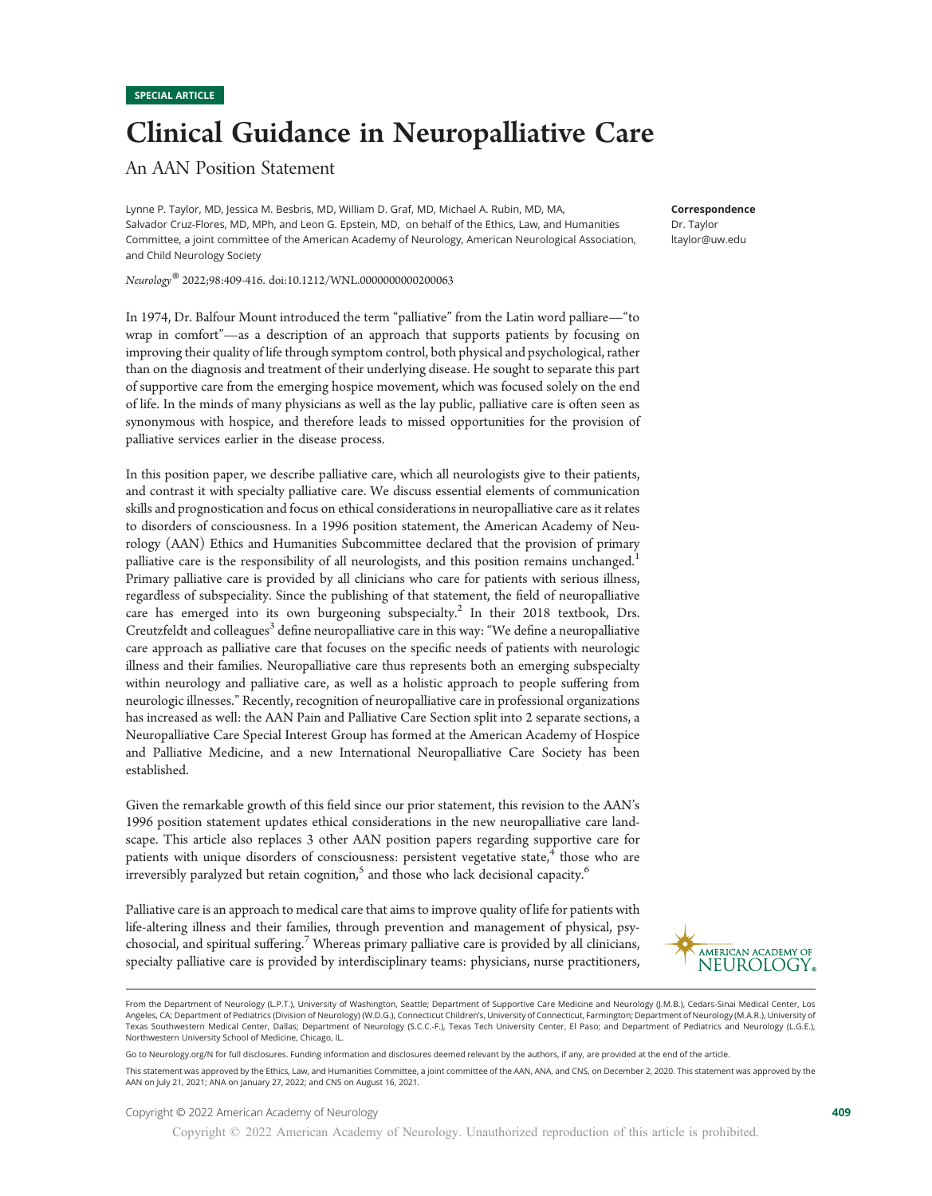SPECIAL ARTICLE

# Clinical Guidance in Neuropalliative Care

## An AAN Position Statement

Lynne P. Taylor, MD, Jessica M. Besbris, MD, William D. Graf, MD, Michael A. Rubin, MD, MA, Salvador Cruz-Flores, MD, MPh, and Leon G. Epstein, MD, on behalf of the Ethics, Law, and Humanities Committee, a joint committee of the American Academy of Neurology, American Neurological Association, and Child Neurology Society

*Neurology*® 2022;98:409-416. doi:10.1212/WNL.0000000000200063

**Correspondence**
Dr. Taylor
ltaylor@uw.edu

In 1974, Dr. Balfour Mount introduced the term "palliative" from the Latin word palliare—"to wrap in comfort"—as a description of an approach that supports patients by focusing on improving their quality of life through symptom control, both physical and psychological, rather than on the diagnosis and treatment of their underlying disease. He sought to separate this part of supportive care from the emerging hospice movement, which was focused solely on the end of life. In the minds of many physicians as well as the lay public, palliative care is often seen as synonymous with hospice, and therefore leads to missed opportunities for the provision of palliative services earlier in the disease process.

In this position paper, we describe palliative care, which all neurologists give to their patients, and contrast it with specialty palliative care. We discuss essential elements of communication skills and prognostication and focus on ethical considerations in neuropalliative care as it relates to disorders of consciousness. In a 1996 position statement, the American Academy of Neurology (AAN) Ethics and Humanities Subcommittee declared that the provision of primary palliative care is the responsibility of all neurologists, and this position remains unchanged.[1] Primary palliative care is provided by all clinicians who care for patients with serious illness, regardless of subspeciality. Since the publishing of that statement, the field of neuropalliative care has emerged into its own burgeoning subspecialty.[2] In their 2018 textbook, Drs. Creutzfeldt and colleagues[3] define neuropalliative care in this way: "We define a neuropalliative care approach as palliative care that focuses on the specific needs of patients with neurologic illness and their families. Neuropalliative care thus represents both an emerging subspecialty within neurology and palliative care, as well as a holistic approach to people suffering from neurologic illnesses." Recently, recognition of neuropalliative care in professional organizations has increased as well: the AAN Pain and Palliative Care Section split into 2 separate sections, a Neuropalliative Care Special Interest Group has formed at the American Academy of Hospice and Palliative Medicine, and a new International Neuropalliative Care Society has been established.

Given the remarkable growth of this field since our prior statement, this revision to the AAN's 1996 position statement updates ethical considerations in the new neuropalliative care landscape. This article also replaces 3 other AAN position papers regarding supportive care for patients with unique disorders of consciousness: persistent vegetative state,[4] those who are irreversibly paralyzed but retain cognition,[5] and those who lack decisional capacity.[6]

Palliative care is an approach to medical care that aims to improve quality of life for patients with life-altering illness and their families, through prevention and management of physical, psychosocial, and spiritual suffering.[7] Whereas primary palliative care is provided by all clinicians, specialty palliative care is provided by interdisciplinary teams: physicians, nurse practitioners,

From the Department of Neurology (L.P.T.), University of Washington, Seattle; Department of Supportive Care Medicine and Neurology (J.M.B.), Cedars-Sinai Medical Center, Los Angeles, CA; Department of Pediatrics (Division of Neurology) (W.D.G.), Connecticut Children's, University of Connecticut, Farmington; Department of Neurology (M.A.R.), University of Texas Southwestern Medical Center, Dallas; Department of Neurology (S.C.C.-F.), Texas Tech University Center, El Paso; and Department of Pediatrics and Neurology (L.G.E.), Northwestern University School of Medicine, Chicago, IL.

Go to Neurology.org/N for full disclosures. Funding information and disclosures deemed relevant by the authors, if any, are provided at the end of the article.

This statement was approved by the Ethics, Law, and Humanities Committee, a joint committee of the AAN, ANA, and CNS, on December 2, 2020. This statement was approved by the AAN on July 21, 2021; ANA on January 27, 2022; and CNS on August 16, 2021.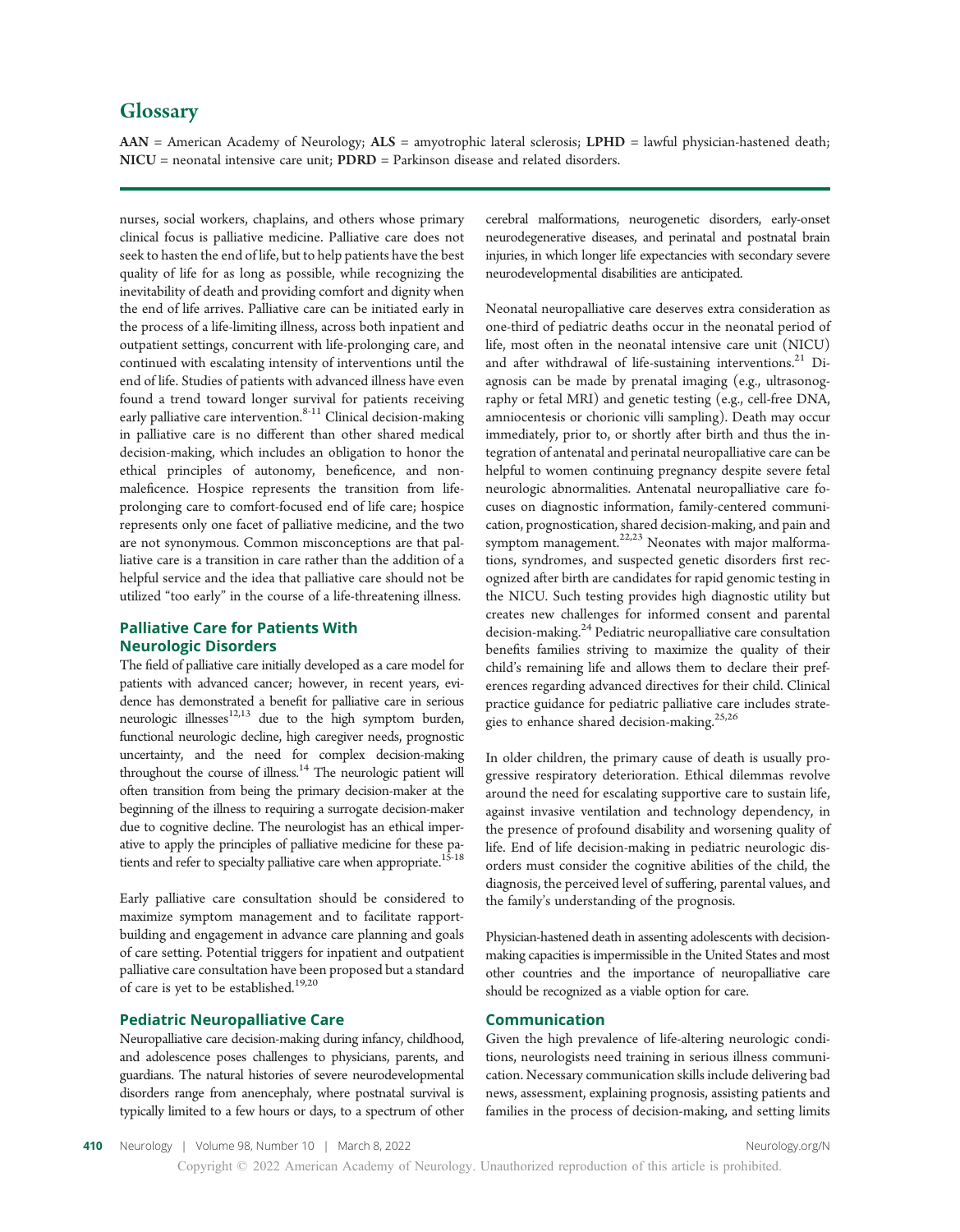## Glossary

**AAN** = American Academy of Neurology; **ALS** = amyotrophic lateral sclerosis; **LPHD** = lawful physician-hastened death; **NICU** = neonatal intensive care unit; **PDRD** = Parkinson disease and related disorders.

nurses, social workers, chaplains, and others whose primary clinical focus is palliative medicine. Palliative care does not seek to hasten the end of life, but to help patients have the best quality of life for as long as possible, while recognizing the inevitability of death and providing comfort and dignity when the end of life arrives. Palliative care can be initiated early in the process of a life-limiting illness, across both inpatient and outpatient settings, concurrent with life-prolonging care, and continued with escalating intensity of interventions until the end of life. Studies of patients with advanced illness have even found a trend toward longer survival for patients receiving early palliative care intervention.[8-11] Clinical decision-making in palliative care is no different than other shared medical decision-making, which includes an obligation to honor the ethical principles of autonomy, beneficence, and nonmaleficence. Hospice represents the transition from life-prolonging care to comfort-focused end of life care; hospice represents only one facet of palliative medicine, and the two are not synonymous. Common misconceptions are that palliative care is a transition in care rather than the addition of a helpful service and the idea that palliative care should not be utilized "too early" in the course of a life-threatening illness.

### Palliative Care for Patients With Neurologic Disorders

The field of palliative care initially developed as a care model for patients with advanced cancer; however, in recent years, evidence has demonstrated a benefit for palliative care in serious neurologic illnesses[12,13] due to the high symptom burden, functional neurologic decline, high caregiver needs, prognostic uncertainty, and the need for complex decision-making throughout the course of illness.[14] The neurologic patient will often transition from being the primary decision-maker at the beginning of the illness to requiring a surrogate decision-maker due to cognitive decline. The neurologist has an ethical imperative to apply the principles of palliative medicine for these patients and refer to specialty palliative care when appropriate.[15-18]

Early palliative care consultation should be considered to maximize symptom management and to facilitate rapport-building and engagement in advance care planning and goals of care setting. Potential triggers for inpatient and outpatient palliative care consultation have been proposed but a standard of care is yet to be established.[19,20]

### Pediatric Neuropalliative Care

Neuropalliative care decision-making during infancy, childhood, and adolescence poses challenges to physicians, parents, and guardians. The natural histories of severe neurodevelopmental disorders range from anencephaly, where postnatal survival is typically limited to a few hours or days, to a spectrum of other cerebral malformations, neurogenetic disorders, early-onset neurodegenerative diseases, and perinatal and postnatal brain injuries, in which longer life expectancies with secondary severe neurodevelopmental disabilities are anticipated.

Neonatal neuropalliative care deserves extra consideration as one-third of pediatric deaths occur in the neonatal period of life, most often in the neonatal intensive care unit (NICU) and after withdrawal of life-sustaining interventions.[21] Diagnosis can be made by prenatal imaging (e.g., ultrasonography or fetal MRI) and genetic testing (e.g., cell-free DNA, amniocentesis or chorionic villi sampling). Death may occur immediately, prior to, or shortly after birth and thus the integration of antenatal and perinatal neuropalliative care can be helpful to women continuing pregnancy despite severe fetal neurologic abnormalities. Antenatal neuropalliative care focuses on diagnostic information, family-centered communication, prognostication, shared decision-making, and pain and symptom management.[22,23] Neonates with major malformations, syndromes, and suspected genetic disorders first recognized after birth are candidates for rapid genomic testing in the NICU. Such testing provides high diagnostic utility but creates new challenges for informed consent and parental decision-making.[24] Pediatric neuropalliative care consultation benefits families striving to maximize the quality of their child's remaining life and allows them to declare their preferences regarding advanced directives for their child. Clinical practice guidance for pediatric palliative care includes strategies to enhance shared decision-making.[25,26]

In older children, the primary cause of death is usually progressive respiratory deterioration. Ethical dilemmas revolve around the need for escalating supportive care to sustain life, against invasive ventilation and technology dependency, in the presence of profound disability and worsening quality of life. End of life decision-making in pediatric neurologic disorders must consider the cognitive abilities of the child, the diagnosis, the perceived level of suffering, parental values, and the family's understanding of the prognosis.

Physician-hastened death in assenting adolescents with decision-making capacities is impermissible in the United States and most other countries and the importance of neuropalliative care should be recognized as a viable option for care.

### Communication

Given the high prevalence of life-altering neurologic conditions, neurologists need training in serious illness communication. Necessary communication skills include delivering bad news, assessment, explaining prognosis, assisting patients and families in the process of decision-making, and setting limits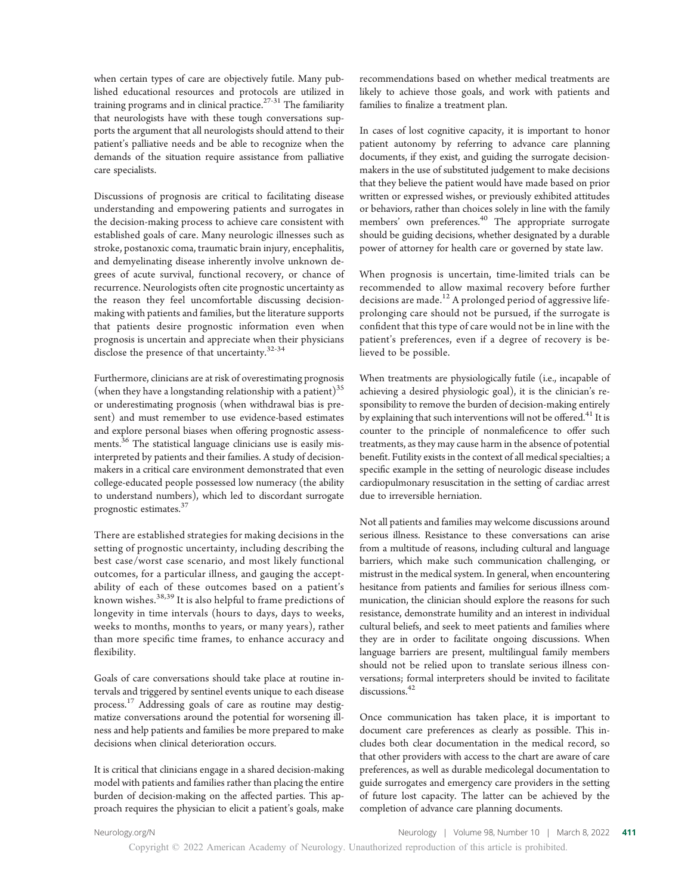when certain types of care are objectively futile. Many published educational resources and protocols are utilized in training programs and in clinical practice.[27-31] The familiarity that neurologists have with these tough conversations supports the argument that all neurologists should attend to their patient's palliative needs and be able to recognize when the demands of the situation require assistance from palliative care specialists.

Discussions of prognosis are critical to facilitating disease understanding and empowering patients and surrogates in the decision-making process to achieve care consistent with established goals of care. Many neurologic illnesses such as stroke, postanoxic coma, traumatic brain injury, encephalitis, and demyelinating disease inherently involve unknown degrees of acute survival, functional recovery, or chance of recurrence. Neurologists often cite prognostic uncertainty as the reason they feel uncomfortable discussing decision-making with patients and families, but the literature supports that patients desire prognostic information even when prognosis is uncertain and appreciate when their physicians disclose the presence of that uncertainty.[32-34]

Furthermore, clinicians are at risk of overestimating prognosis (when they have a longstanding relationship with a patient)[35] or underestimating prognosis (when withdrawal bias is present) and must remember to use evidence-based estimates and explore personal biases when offering prognostic assessments.[36] The statistical language clinicians use is easily misinterpreted by patients and their families. A study of decision-makers in a critical care environment demonstrated that even college-educated people possessed low numeracy (the ability to understand numbers), which led to discordant surrogate prognostic estimates.[37]

There are established strategies for making decisions in the setting of prognostic uncertainty, including describing the best case/worst case scenario, and most likely functional outcomes, for a particular illness, and gauging the acceptability of each of these outcomes based on a patient's known wishes.[38,39] It is also helpful to frame predictions of longevity in time intervals (hours to days, days to weeks, weeks to months, months to years, or many years), rather than more specific time frames, to enhance accuracy and flexibility.

Goals of care conversations should take place at routine intervals and triggered by sentinel events unique to each disease process.[17] Addressing goals of care as routine may destigmatize conversations around the potential for worsening illness and help patients and families be more prepared to make decisions when clinical deterioration occurs.

It is critical that clinicians engage in a shared decision-making model with patients and families rather than placing the entire burden of decision-making on the affected parties. This approach requires the physician to elicit a patient's goals, make recommendations based on whether medical treatments are likely to achieve those goals, and work with patients and families to finalize a treatment plan.

In cases of lost cognitive capacity, it is important to honor patient autonomy by referring to advance care planning documents, if they exist, and guiding the surrogate decision-makers in the use of substituted judgement to make decisions that they believe the patient would have made based on prior written or expressed wishes, or previously exhibited attitudes or behaviors, rather than choices solely in line with the family members' own preferences.[40] The appropriate surrogate should be guiding decisions, whether designated by a durable power of attorney for health care or governed by state law.

When prognosis is uncertain, time-limited trials can be recommended to allow maximal recovery before further decisions are made.[12] A prolonged period of aggressive life-prolonging care should not be pursued, if the surrogate is confident that this type of care would not be in line with the patient's preferences, even if a degree of recovery is believed to be possible.

When treatments are physiologically futile (i.e., incapable of achieving a desired physiologic goal), it is the clinician's responsibility to remove the burden of decision-making entirely by explaining that such interventions will not be offered.[41] It is counter to the principle of nonmaleficence to offer such treatments, as they may cause harm in the absence of potential benefit. Futility exists in the context of all medical specialties; a specific example in the setting of neurologic disease includes cardiopulmonary resuscitation in the setting of cardiac arrest due to irreversible herniation.

Not all patients and families may welcome discussions around serious illness. Resistance to these conversations can arise from a multitude of reasons, including cultural and language barriers, which make such communication challenging, or mistrust in the medical system. In general, when encountering hesitance from patients and families for serious illness communication, the clinician should explore the reasons for such resistance, demonstrate humility and an interest in individual cultural beliefs, and seek to meet patients and families where they are in order to facilitate ongoing discussions. When language barriers are present, multilingual family members should not be relied upon to translate serious illness conversations; formal interpreters should be invited to facilitate discussions.[42]

Once communication has taken place, it is important to document care preferences as clearly as possible. This includes both clear documentation in the medical record, so that other providers with access to the chart are aware of care preferences, as well as durable medicolegal documentation to guide surrogates and emergency care providers in the setting of future lost capacity. The latter can be achieved by the completion of advance care planning documents.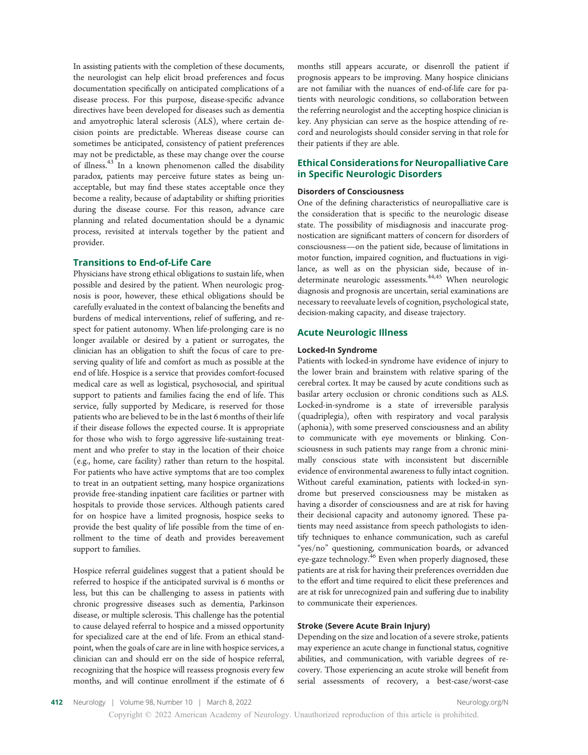In assisting patients with the completion of these documents, the neurologist can help elicit broad preferences and focus documentation specifically on anticipated complications of a disease process. For this purpose, disease-specific advance directives have been developed for diseases such as dementia and amyotrophic lateral sclerosis (ALS), where certain decision points are predictable. Whereas disease course can sometimes be anticipated, consistency of patient preferences may not be predictable, as these may change over the course of illness.[43] In a known phenomenon called the disability paradox, patients may perceive future states as being unacceptable, but may find these states acceptable once they become a reality, because of adaptability or shifting priorities during the disease course. For this reason, advance care planning and related documentation should be a dynamic process, revisited at intervals together by the patient and provider.

## Transitions to End-of-Life Care

Physicians have strong ethical obligations to sustain life, when possible and desired by the patient. When neurologic prognosis is poor, however, these ethical obligations should be carefully evaluated in the context of balancing the benefits and burdens of medical interventions, relief of suffering, and respect for patient autonomy. When life-prolonging care is no longer available or desired by a patient or surrogates, the clinician has an obligation to shift the focus of care to preserving quality of life and comfort as much as possible at the end of life. Hospice is a service that provides comfort-focused medical care as well as logistical, psychosocial, and spiritual support to patients and families facing the end of life. This service, fully supported by Medicare, is reserved for those patients who are believed to be in the last 6 months of their life if their disease follows the expected course. It is appropriate for those who wish to forgo aggressive life-sustaining treatment and who prefer to stay in the location of their choice (e.g., home, care facility) rather than return to the hospital. For patients who have active symptoms that are too complex to treat in an outpatient setting, many hospice organizations provide free-standing inpatient care facilities or partner with hospitals to provide those services. Although patients cared for on hospice have a limited prognosis, hospice seeks to provide the best quality of life possible from the time of enrollment to the time of death and provides bereavement support to families.

Hospice referral guidelines suggest that a patient should be referred to hospice if the anticipated survival is 6 months or less, but this can be challenging to assess in patients with chronic progressive diseases such as dementia, Parkinson disease, or multiple sclerosis. This challenge has the potential to cause delayed referral to hospice and a missed opportunity for specialized care at the end of life. From an ethical standpoint, when the goals of care are in line with hospice services, a clinician can and should err on the side of hospice referral, recognizing that the hospice will reassess prognosis every few months, and will continue enrollment if the estimate of 6 months still appears accurate, or disenroll the patient if prognosis appears to be improving. Many hospice clinicians are not familiar with the nuances of end-of-life care for patients with neurologic conditions, so collaboration between the referring neurologist and the accepting hospice clinician is key. Any physician can serve as the hospice attending of record and neurologists should consider serving in that role for their patients if they are able.

## Ethical Considerations for Neuropalliative Care in Specific Neurologic Disorders

### Disorders of Consciousness

One of the defining characteristics of neuropalliative care is the consideration that is specific to the neurologic disease state. The possibility of misdiagnosis and inaccurate prognostication are significant matters of concern for disorders of consciousness—on the patient side, because of limitations in motor function, impaired cognition, and fluctuations in vigilance, as well as on the physician side, because of indeterminate neurologic assessments.[44,45] When neurologic diagnosis and prognosis are uncertain, serial examinations are necessary to reevaluate levels of cognition, psychological state, decision-making capacity, and disease trajectory.

## Acute Neurologic Illness

### Locked-In Syndrome

Patients with locked-in syndrome have evidence of injury to the lower brain and brainstem with relative sparing of the cerebral cortex. It may be caused by acute conditions such as basilar artery occlusion or chronic conditions such as ALS. Locked-in-syndrome is a state of irreversible paralysis (quadriplegia), often with respiratory and vocal paralysis (aphonia), with some preserved consciousness and an ability to communicate with eye movements or blinking. Consciousness in such patients may range from a chronic minimally conscious state with inconsistent but discernible evidence of environmental awareness to fully intact cognition. Without careful examination, patients with locked-in syndrome but preserved consciousness may be mistaken as having a disorder of consciousness and are at risk for having their decisional capacity and autonomy ignored. These patients may need assistance from speech pathologists to identify techniques to enhance communication, such as careful "yes/no" questioning, communication boards, or advanced eye-gaze technology.[46] Even when properly diagnosed, these patients are at risk for having their preferences overridden due to the effort and time required to elicit these preferences and are at risk for unrecognized pain and suffering due to inability to communicate their experiences.

### Stroke (Severe Acute Brain Injury)

Depending on the size and location of a severe stroke, patients may experience an acute change in functional status, cognitive abilities, and communication, with variable degrees of recovery. Those experiencing an acute stroke will benefit from serial assessments of recovery, a best-case/worst-case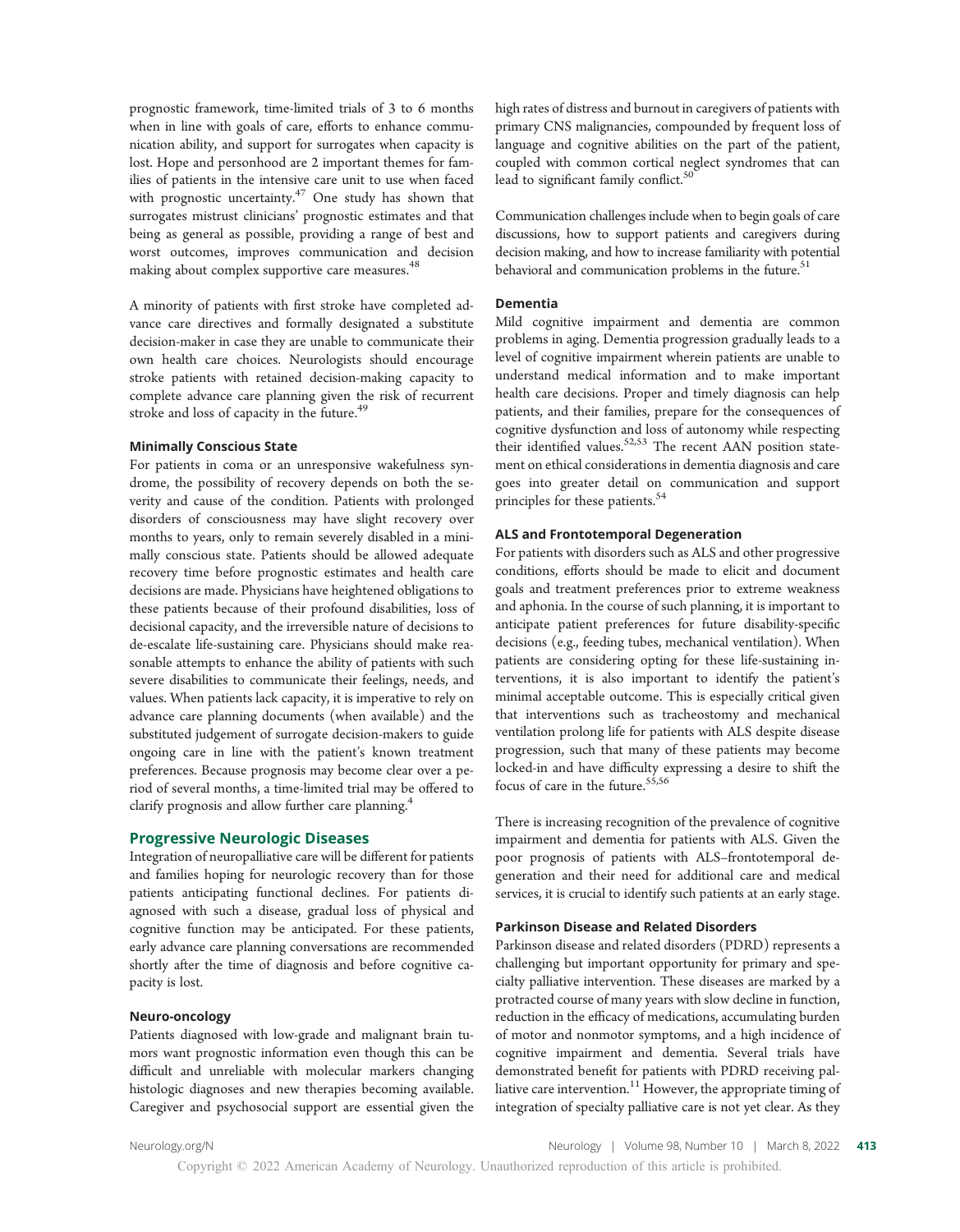prognostic framework, time-limited trials of 3 to 6 months when in line with goals of care, efforts to enhance communication ability, and support for surrogates when capacity is lost. Hope and personhood are 2 important themes for families of patients in the intensive care unit to use when faced with prognostic uncertainty.[47] One study has shown that surrogates mistrust clinicians' prognostic estimates and that being as general as possible, providing a range of best and worst outcomes, improves communication and decision making about complex supportive care measures.[48]

A minority of patients with first stroke have completed advance care directives and formally designated a substitute decision-maker in case they are unable to communicate their own health care choices. Neurologists should encourage stroke patients with retained decision-making capacity to complete advance care planning given the risk of recurrent stroke and loss of capacity in the future.[49]

### Minimally Conscious State

For patients in coma or an unresponsive wakefulness syndrome, the possibility of recovery depends on both the severity and cause of the condition. Patients with prolonged disorders of consciousness may have slight recovery over months to years, only to remain severely disabled in a minimally conscious state. Patients should be allowed adequate recovery time before prognostic estimates and health care decisions are made. Physicians have heightened obligations to these patients because of their profound disabilities, loss of decisional capacity, and the irreversible nature of decisions to de-escalate life-sustaining care. Physicians should make reasonable attempts to enhance the ability of patients with such severe disabilities to communicate their feelings, needs, and values. When patients lack capacity, it is imperative to rely on advance care planning documents (when available) and the substituted judgement of surrogate decision-makers to guide ongoing care in line with the patient's known treatment preferences. Because prognosis may become clear over a period of several months, a time-limited trial may be offered to clarify prognosis and allow further care planning.[4]

## Progressive Neurologic Diseases

Integration of neuropalliative care will be different for patients and families hoping for neurologic recovery than for those patients anticipating functional declines. For patients diagnosed with such a disease, gradual loss of physical and cognitive function may be anticipated. For these patients, early advance care planning conversations are recommended shortly after the time of diagnosis and before cognitive capacity is lost.

### Neuro-oncology

Patients diagnosed with low-grade and malignant brain tumors want prognostic information even though this can be difficult and unreliable with molecular markers changing histologic diagnoses and new therapies becoming available. Caregiver and psychosocial support are essential given the high rates of distress and burnout in caregivers of patients with primary CNS malignancies, compounded by frequent loss of language and cognitive abilities on the part of the patient, coupled with common cortical neglect syndromes that can lead to significant family conflict.[50]

Communication challenges include when to begin goals of care discussions, how to support patients and caregivers during decision making, and how to increase familiarity with potential behavioral and communication problems in the future.[51]

### Dementia

Mild cognitive impairment and dementia are common problems in aging. Dementia progression gradually leads to a level of cognitive impairment wherein patients are unable to understand medical information and to make important health care decisions. Proper and timely diagnosis can help patients, and their families, prepare for the consequences of cognitive dysfunction and loss of autonomy while respecting their identified values.[52,53] The recent AAN position statement on ethical considerations in dementia diagnosis and care goes into greater detail on communication and support principles for these patients.[54]

### ALS and Frontotemporal Degeneration

For patients with disorders such as ALS and other progressive conditions, efforts should be made to elicit and document goals and treatment preferences prior to extreme weakness and aphonia. In the course of such planning, it is important to anticipate patient preferences for future disability-specific decisions (e.g., feeding tubes, mechanical ventilation). When patients are considering opting for these life-sustaining interventions, it is also important to identify the patient's minimal acceptable outcome. This is especially critical given that interventions such as tracheostomy and mechanical ventilation prolong life for patients with ALS despite disease progression, such that many of these patients may become locked-in and have difficulty expressing a desire to shift the focus of care in the future.[55,56]

There is increasing recognition of the prevalence of cognitive impairment and dementia for patients with ALS. Given the poor prognosis of patients with ALS–frontotemporal degeneration and their need for additional care and medical services, it is crucial to identify such patients at an early stage.

### Parkinson Disease and Related Disorders

Parkinson disease and related disorders (PDRD) represents a challenging but important opportunity for primary and specialty palliative intervention. These diseases are marked by a protracted course of many years with slow decline in function, reduction in the efficacy of medications, accumulating burden of motor and nonmotor symptoms, and a high incidence of cognitive impairment and dementia. Several trials have demonstrated benefit for patients with PDRD receiving palliative care intervention.[11] However, the appropriate timing of integration of specialty palliative care is not yet clear. As they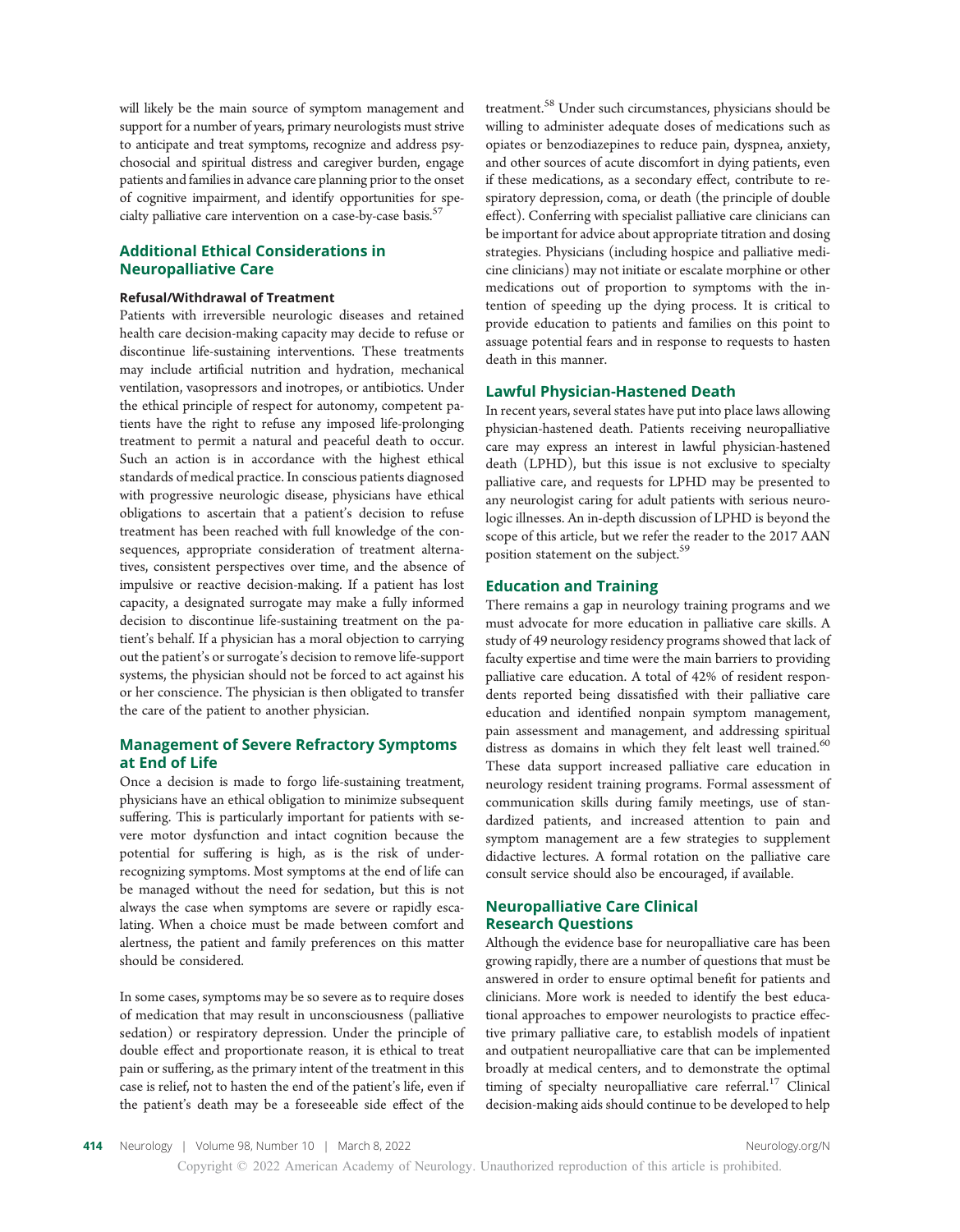will likely be the main source of symptom management and support for a number of years, primary neurologists must strive to anticipate and treat symptoms, recognize and address psychosocial and spiritual distress and caregiver burden, engage patients and families in advance care planning prior to the onset of cognitive impairment, and identify opportunities for specialty palliative care intervention on a case-by-case basis.[57]

## Additional Ethical Considerations in Neuropalliative Care

### Refusal/Withdrawal of Treatment

Patients with irreversible neurologic diseases and retained health care decision-making capacity may decide to refuse or discontinue life-sustaining interventions. These treatments may include artificial nutrition and hydration, mechanical ventilation, vasopressors and inotropes, or antibiotics. Under the ethical principle of respect for autonomy, competent patients have the right to refuse any imposed life-prolonging treatment to permit a natural and peaceful death to occur. Such an action is in accordance with the highest ethical standards of medical practice. In conscious patients diagnosed with progressive neurologic disease, physicians have ethical obligations to ascertain that a patient's decision to refuse treatment has been reached with full knowledge of the consequences, appropriate consideration of treatment alternatives, consistent perspectives over time, and the absence of impulsive or reactive decision-making. If a patient has lost capacity, a designated surrogate may make a fully informed decision to discontinue life-sustaining treatment on the patient's behalf. If a physician has a moral objection to carrying out the patient's or surrogate's decision to remove life-support systems, the physician should not be forced to act against his or her conscience. The physician is then obligated to transfer the care of the patient to another physician.

## Management of Severe Refractory Symptoms at End of Life

Once a decision is made to forgo life-sustaining treatment, physicians have an ethical obligation to minimize subsequent suffering. This is particularly important for patients with severe motor dysfunction and intact cognition because the potential for suffering is high, as is the risk of underrecognizing symptoms. Most symptoms at the end of life can be managed without the need for sedation, but this is not always the case when symptoms are severe or rapidly escalating. When a choice must be made between comfort and alertness, the patient and family preferences on this matter should be considered.

In some cases, symptoms may be so severe as to require doses of medication that may result in unconsciousness (palliative sedation) or respiratory depression. Under the principle of double effect and proportionate reason, it is ethical to treat pain or suffering, as the primary intent of the treatment in this case is relief, not to hasten the end of the patient's life, even if the patient's death may be a foreseeable side effect of the treatment.[58] Under such circumstances, physicians should be willing to administer adequate doses of medications such as opiates or benzodiazepines to reduce pain, dyspnea, anxiety, and other sources of acute discomfort in dying patients, even if these medications, as a secondary effect, contribute to respiratory depression, coma, or death (the principle of double effect). Conferring with specialist palliative care clinicians can be important for advice about appropriate titration and dosing strategies. Physicians (including hospice and palliative medicine clinicians) may not initiate or escalate morphine or other medications out of proportion to symptoms with the intention of speeding up the dying process. It is critical to provide education to patients and families on this point to assuage potential fears and in response to requests to hasten death in this manner.

## Lawful Physician-Hastened Death

In recent years, several states have put into place laws allowing physician-hastened death. Patients receiving neuropalliative care may express an interest in lawful physician-hastened death (LPHD), but this issue is not exclusive to specialty palliative care, and requests for LPHD may be presented to any neurologist caring for adult patients with serious neurologic illnesses. An in-depth discussion of LPHD is beyond the scope of this article, but we refer the reader to the 2017 AAN position statement on the subject.[59]

## Education and Training

There remains a gap in neurology training programs and we must advocate for more education in palliative care skills. A study of 49 neurology residency programs showed that lack of faculty expertise and time were the main barriers to providing palliative care education. A total of 42% of resident respondents reported being dissatisfied with their palliative care education and identified nonpain symptom management, pain assessment and management, and addressing spiritual distress as domains in which they felt least well trained.[60] These data support increased palliative care education in neurology resident training programs. Formal assessment of communication skills during family meetings, use of standardized patients, and increased attention to pain and symptom management are a few strategies to supplement didactive lectures. A formal rotation on the palliative care consult service should also be encouraged, if available.

## Neuropalliative Care Clinical Research Questions

Although the evidence base for neuropalliative care has been growing rapidly, there are a number of questions that must be answered in order to ensure optimal benefit for patients and clinicians. More work is needed to identify the best educational approaches to empower neurologists to practice effective primary palliative care, to establish models of inpatient and outpatient neuropalliative care that can be implemented broadly at medical centers, and to demonstrate the optimal timing of specialty neuropalliative care referral.[17] Clinical decision-making aids should continue to be developed to help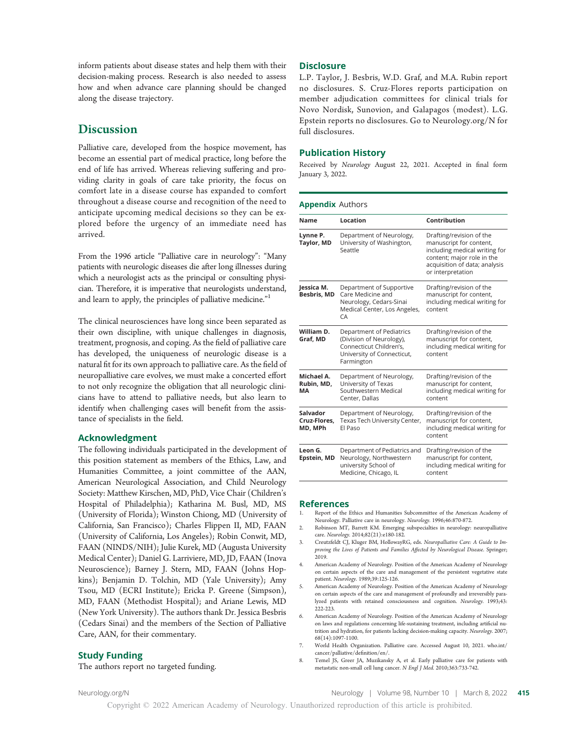inform patients about disease states and help them with their decision-making process. Research is also needed to assess how and when advance care planning should be changed along the disease trajectory.

# Discussion

Palliative care, developed from the hospice movement, has become an essential part of medical practice, long before the end of life has arrived. Whereas relieving suffering and providing clarity in goals of care take priority, the focus on comfort late in a disease course has expanded to comfort throughout a disease course and recognition of the need to anticipate upcoming medical decisions so they can be explored before the urgency of an immediate need has arrived.

From the 1996 article "Palliative care in neurology": "Many patients with neurologic diseases die after long illnesses during which a neurologist acts as the principal or consulting physician. Therefore, it is imperative that neurologists understand, and learn to apply, the principles of palliative medicine."[1]

The clinical neurosciences have long since been separated as their own discipline, with unique challenges in diagnosis, treatment, prognosis, and coping. As the field of palliative care has developed, the uniqueness of neurologic disease is a natural fit for its own approach to palliative care. As the field of neuropalliative care evolves, we must make a concerted effort to not only recognize the obligation that all neurologic clinicians have to attend to palliative needs, but also learn to identify when challenging cases will benefit from the assistance of specialists in the field.

## Acknowledgment

The following individuals participated in the development of this position statement as members of the Ethics, Law, and Humanities Committee, a joint committee of the AAN, American Neurological Association, and Child Neurology Society: Matthew Kirschen, MD, PhD, Vice Chair (Children's Hospital of Philadelphia); Katharina M. Busl, MD, MS (University of Florida); Winston Chiong, MD (University of California, San Francisco); Charles Flippen II, MD, FAAN (University of California, Los Angeles); Robin Conwit, MD, FAAN (NINDS/NIH); Julie Kurek, MD (Augusta University Medical Center); Daniel G. Larriviere, MD, JD, FAAN (Inova Neuroscience); Barney J. Stern, MD, FAAN (Johns Hopkins); Benjamin D. Tolchin, MD (Yale University); Amy Tsou, MD (ECRI Institute); Ericka P. Greene (Simpson), MD, FAAN (Methodist Hospital); and Ariane Lewis, MD (New York University). The authors thank Dr. Jessica Besbris (Cedars Sinai) and the members of the Section of Palliative Care, AAN, for their commentary.

## Study Funding

The authors report no targeted funding.

## Disclosure

L.P. Taylor, J. Besbris, W.D. Graf, and M.A. Rubin report no disclosures. S. Cruz-Flores reports participation on member adjudication committees for clinical trials for Novo Nordisk, Sunovion, and Galapagos (modest). L.G. Epstein reports no disclosures. Go to Neurology.org/N for full disclosures.

## Publication History

Received by *Neurology* August 22, 2021. Accepted in final form January 3, 2022.

**Appendix** Authors

| Name | Location | Contribution |
|---|---|---|
| **Lynne P. Taylor, MD** | Department of Neurology, University of Washington, Seattle | Drafting/revision of the manuscript for content, including medical writing for content; major role in the acquisition of data; analysis or interpretation |
| **Jessica M. Besbris, MD** | Department of Supportive Care Medicine and Neurology, Cedars-Sinai Medical Center, Los Angeles, CA | Drafting/revision of the manuscript for content, including medical writing for content |
| **William D. Graf, MD** | Department of Pediatrics (Division of Neurology), Connecticut Children's, University of Connecticut, Farmington | Drafting/revision of the manuscript for content, including medical writing for content |
| **Michael A. Rubin, MD, MA** | Department of Neurology, University of Texas Southwestern Medical Center, Dallas | Drafting/revision of the manuscript for content, including medical writing for content |
| **Salvador Cruz-Flores, MD, MPh** | Department of Neurology, Texas Tech University Center, El Paso | Drafting/revision of the manuscript for content, including medical writing for content |
| **Leon G. Epstein, MD** | Department of Pediatrics and Neurology, Northwestern university School of Medicine, Chicago, IL | Drafting/revision of the manuscript for content, including medical writing for content |

## References

1. Report of the Ethics and Humanities Subcommittee of the American Academy of Neurology. Palliative care in neurology. *Neurology.* 1996;46:870-872.
2. Robinson MT, Barrett KM. Emerging subspecialties in neurology: neuropalliative care. *Neurology.* 2014;82(21):e180-182.
3. Creutzfeldt CJ, Kluger BM, HollowayRG, eds. *Neuropalliative Care: A Guide to Improving the Lives of Patients and Families Affected by Neurological Disease.* Springer; 2019.
4. American Academy of Neurology. Position of the American Academy of Neurology on certain aspects of the care and management of the persistent vegetative state patient. *Neurology.* 1989;39:125-126.
5. American Academy of Neurology. Position of the American Academy of Neurology on certain aspects of the care and management of profoundly and irreversibly paralyzed patients with retained consciousness and cognition. *Neurology.* 1993;43:222-223.
6. American Academy of Neurology. Position of the American Academy of Neurology on laws and regulations concerning life-sustaining treatment, including artificial nutrition and hydration, for patients lacking decision-making capacity. *Neurology.* 2007;68(14):1097-1100.
7. World Health Organization. Palliative care. Accessed August 10, 2021. who.int/cancer/palliative/definition/en/.
8. Temel JS, Greer JA, Muzikansky A, et al. Early palliative care for patients with metastatic non-small cell lung cancer. *N Engl J Med.* 2010;363:733-742.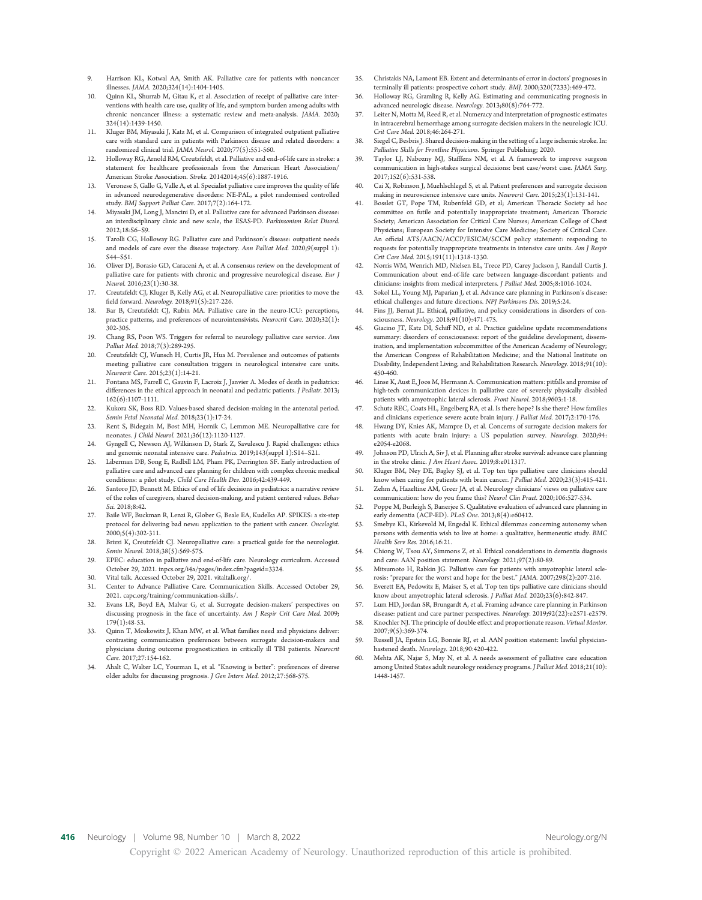9. Harrison KL, Kotwal AA, Smith AK. Palliative care for patients with noncancer illnesses. *JAMA.* 2020;324(14):1404-1405.
10. Quinn KL, Shurrab M, Gitau K, et al. Association of receipt of palliative care interventions with health care use, quality of life, and symptom burden among adults with chronic noncancer illness: a systematic review and meta-analysis. *JAMA.* 2020; 324(14):1439-1450.
11. Kluger BM, Miyasaki J, Katz M, et al. Comparison of integrated outpatient palliative care with standard care in patients with Parkinson disease and related disorders: a randomized clinical trial. *JAMA Neurol.* 2020;77(5):551-560.
12. Holloway RG, Arnold RM, Creutzfeldt, et al. Palliative and end-of-life care in stroke: a statement for healthcare professionals from the American Heart Association/ American Stroke Association. *Stroke.* 20142014;45(6):1887-1916.
13. Veronese S, Gallo G, Valle A, et al. Specialist palliative care improves the quality of life in advanced neurodegenerative disorders: NE-PAL, a pilot randomised controlled study. *BMJ Support Palliat Care.* 2017;7(2):164-172.
14. Miyasaki JM, Long J, Mancini D, et al. Palliative care for advanced Parkinson disease: an interdisciplinary clinic and new scale, the ESAS-PD. *Parkinsonism Relat Disord.* 2012;18:S6–S9.
15. Tarolli CG, Holloway RG. Palliative care and Parkinson's disease: outpatient needs and models of care over the disease trajectory. *Ann Palliat Med.* 2020;9(suppl 1): S44–S51.
16. Oliver DJ, Borasio GD, Caraceni A, et al. A consensus review on the development of palliative care for patients with chronic and progressive neurological disease. *Eur J Neurol.* 2016;23(1):30-38.
17. Creutzfeldt CJ, Kluger B, Kelly AG, et al. Neuropalliative care: priorities to move the field forward. *Neurology.* 2018;91(5):217-226.
18. Bar B, Creutzfeldt CJ, Rubin MA. Palliative care in the neuro-ICU: perceptions, practice patterns, and preferences of neurointensivists. *Neurocrit Care.* 2020;32(1): 302-305.
19. Chang RS, Poon WS. Triggers for referral to neurology palliative care service. *Ann Palliat Med.* 2018;7(3):289-295.
20. Creutzfeldt CJ, Wunsch H, Curtis JR, Hua M. Prevalence and outcomes of patients meeting palliative care consultation triggers in neurological intensive care units. *Neurocrit Care.* 2015;23(1):14-21.
21. Fontana MS, Farrell C, Gauvin F, Lacroix J, Janvier A. Modes of death in pediatrics: differences in the ethical approach in neonatal and pediatric patients. *J Pediatr.* 2013; 162(6):1107-1111.
22. Kukora SK, Boss RD. Values-based shared decision-making in the antenatal period. *Semin Fetal Neonatal Med.* 2018;23(1):17-24.
23. Rent S, Bidegain M, Bost MH, Hornik C, Lemmon ME. Neuropalliative care for neonates. *J Child Neurol.* 2021;36(12):1120-1127.
24. Gyngell C, Newson AJ, Wilkinson D, Stark Z, Savulescu J. Rapid challenges: ethics and genomic neonatal intensive care. *Pediatrics.* 2019;143(suppl 1):S14–S21.
25. Liberman DB, Song E, Radbill LM, Pham PK, Derrington SF. Early introduction of palliative care and advanced care planning for children with complex chronic medical conditions: a pilot study. *Child Care Health Dev.* 2016;42:439-449.
26. Santoro JD, Bennett M. Ethics of end of life decisions in pediatrics: a narrative review of the roles of caregivers, shared decision-making, and patient centered values. *Behav Sci.* 2018;8:42.
27. Baile WF, Buckman R, Lenzi R, Glober G, Beale EA, Kudelka AP. SPIKES: a six-step protocol for delivering bad news: application to the patient with cancer. *Oncologist.* 2000;5(4):302-311.
28. Brizzi K, Creutzfeldt CJ. Neuropalliative care: a practical guide for the neurologist. *Semin Neurol.* 2018;38(5):569-575.
29. EPEC: education in palliative and end-of-life care. Neurology curriculum. Accessed October 29, 2021. inpcs.org/i4a/pages/index.cfm?pageid=3324.
30. Vital talk. Accessed October 29, 2021. vitaltalk.org/.
31. Center to Advance Palliative Care. Communication Skills. Accessed October 29, 2021. capc.org/training/communication-skills/.
32. Evans LR, Boyd EA, Malvar G, et al. Surrogate decision-makers' perspectives on discussing prognosis in the face of uncertainty. *Am J Respir Crit Care Med.* 2009; 179(1):48-53.
33. Quinn T, Moskowitz J, Khan MW, et al. What families need and physicians deliver: contrasting communication preferences between surrogate decision-makers and physicians during outcome prognostication in critically ill TBI patients. *Neurocrit Care.* 2017;27:154-162.
34. Ahalt C, Walter LC, Yourman L, et al. "Knowing is better": preferences of diverse older adults for discussing prognosis. *J Gen Intern Med.* 2012;27:568-575.
35. Christakis NA, Lamont EB. Extent and determinants of error in doctors' prognoses in terminally ill patients: prospective cohort study. *BMJ.* 2000;320(7233):469-472.
36. Holloway RG, Gramling R, Kelly AG. Estimating and communicating prognosis in advanced neurologic disease. *Neurology.* 2013;80(8):764-772.
37. Leiter N, Motta M, Reed R, et al. Numeracy and interpretation of prognostic estimates in intracerebral hemorrhage among surrogate decision makers in the neurologic ICU. *Crit Care Med.* 2018;46:264-271.
38. Siegel C, Besbris J. Shared decision-making in the setting of a large ischemic stroke. In: *Palliative Skills for Frontline Physicians.* Springer Publishing; 2020.
39. Taylor LJ, Nabozny MJ, Stafffens NM, et al. A framework to improve surgeon communication in high-stakes surgical decisions: best case/worst case. *JAMA Surg.* 2017;152(6):531-538.
40. Cai X, Robinson J, Muehlschlegel S, et al. Patient preferences and surrogate decision making in neuroscience intensive care units. *Neurocrit Care.* 2015;23(1):131-141.
41. Bosslet GT, Pope TM, Rubenfeld GD, et al; American Thoracic Society ad hoc committee on futile and potentially inappropriate treatment; American Thoracic Society; American Association for Critical Care Nurses; American College of Chest Physicians; European Society for Intensive Care Medicine; Society of Critical Care. An official ATS/AACN/ACCP/ESICM/SCCM policy statement: responding to requests for potentially inappropriate treatments in intensive care units. *Am J Respir Crit Care Med.* 2015;191(11):1318-1330.
42. Norris WM, Wenrich MD, Nielsen EL, Trece PD, Carey Jackson J, Randall Curtis J. Communication about end-of-life care between language-discordant patients and clinicians: insights from medical interpreters. *J Palliat Med.* 2005;8:1016-1024.
43. Sokol LL, Young MJ, Paparian J, et al. Advance care planning in Parkinson's disease: ethical challenges and future directions. *NPJ Parkinsons Dis.* 2019;5:24.
44. Fins JJ, Bernat JL. Ethical, palliative, and policy considerations in disorders of consciousness. *Neurology.* 2018;91(10):471-475.
45. Giacino JT, Katz DI, Schiff ND, et al. Practice guideline update recommendations summary: disorders of consciousness: report of the guideline development, dissemination, and implementation subcommittee of the American Academy of Neurology; the American Congress of Rehabilitation Medicine; and the National Institute on Disability, Independent Living, and Rehabilitation Research. *Neurology.* 2018;91(10): 450-460.
46. Linse K, Aust E, Joos M, Hermann A. Communication matters: pitfalls and promise of high-tech communication devices in palliative care of severely physically disabled patients with amyotrophic lateral sclerosis. *Front Neurol.* 2018;9603:1-18.
47. Schutz REC, Coats HL, Engelberg RA, et al. Is there hope? Is she there? How families and clinicians experience severe acute brain injury. *J Palliat Med.* 2017;2:170-176.
48. Hwang DY, Knies AK, Mampre D, et al. Concerns of surrogate decision makers for patients with acute brain injury: a US population survey. *Neurology.* 2020;94: e2054-e2068.
49. Johnson PD, Ulrich A, Siv J, et al. Planning after stroke survival: advance care planning in the stroke clinic. *J Am Heart Assoc.* 2019;8:e011317.
50. Kluger BM, Ney DE, Bagley SJ, et al. Top ten tips palliative care clinicians should know when caring for patients with brain cancer. *J Palliat Med.* 2020;23(3):415-421.
51. Zehm A, Hazeltine AM, Greer JA, et al. Neurology clinicians' views on palliative care communication: how do you frame this? *Neurol Clin Pract.* 2020;106:527-534.
52. Poppe M, Burleigh S, Banerjee S. Qualitative evaluation of advanced care planning in early dementia (ACP-ED). *PLoS One.* 2013;8(4):e60412.
53. Smebye KL, Kirkevold M, Engedal K. Ethical dilemmas concerning autonomy when persons with dementia wish to live at home: a qualitative, hermeneutic study. *BMC Health Serv Res.* 2016;16:21.
54. Chiong W, Tsou AY, Simmons Z, et al. Ethical considerations in dementia diagnosis and care: AAN position statement. *Neurology.* 2021;97(2):80-89.
55. Mitsumoto H, Rabkin JG. Palliative care for patients with amyotrophic lateral sclerosis: "prepare for the worst and hope for the best." *JAMA.* 2007;298(2):207-216.
56. Everett EA, Pedowitz E, Maiser S, et al. Top ten tips palliative care clinicians should know about amyotrophic lateral sclerosis. *J Palliat Med.* 2020;23(6):842-847.
57. Lum HD, Jordan SR, Brungardt A, et al. Framing advance care planning in Parkinson disease: patient and care partner perspectives. *Neurology.* 2019;92(22):e2571-e2579.
58. Knochler NJ. The principle of double effect and proportionate reason. *Virtual Mentor.* 2007;9(5):369-374.
59. Russell JA, Epstein LG, Bonnie RJ, et al. AAN position statement: lawful physician-hastened death. *Neurology.* 2018;90:420-422.
60. Mehta AK, Najar S, May N, et al. A needs assessment of palliative care education among United States adult neurology residency programs. *J Palliat Med.* 2018;21(10): 1448-1457.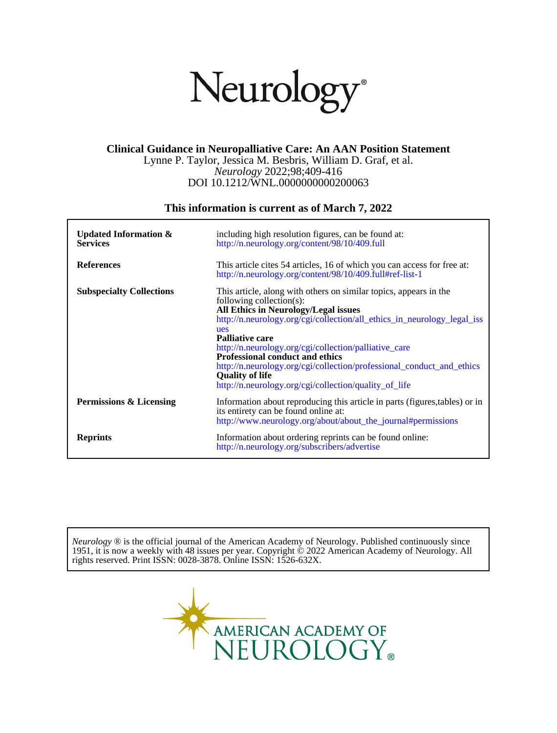# Neurology®

**Clinical Guidance in Neuropalliative Care: An AAN Position Statement**

Lynne P. Taylor, Jessica M. Besbris, William D. Graf, et al.

*Neurology* 2022;98;409-416

DOI 10.1212/WNL.0000000000200063

**This information is current as of March 7, 2022**

| | |
|---|---|
| **Updated Information & Services** | including high resolution figures, can be found at: http://n.neurology.org/content/98/10/409.full |
| **References** | This article cites 54 articles, 16 of which you can access for free at: http://n.neurology.org/content/98/10/409.full#ref-list-1 |
| **Subspecialty Collections** | This article, along with others on similar topics, appears in the following collection(s): **All Ethics in Neurology/Legal issues** http://n.neurology.org/cgi/collection/all_ethics_in_neurology_legal_issues **Palliative care** http://n.neurology.org/cgi/collection/palliative_care **Professional conduct and ethics** http://n.neurology.org/cgi/collection/professional_conduct_and_ethics **Quality of life** http://n.neurology.org/cgi/collection/quality_of_life |
| **Permissions & Licensing** | Information about reproducing this article in parts (figures,tables) or in its entirety can be found online at: http://www.neurology.org/about/about_the_journal#permissions |
| **Reprints** | Information about ordering reprints can be found online: http://n.neurology.org/subscribers/advertise |

*Neurology* ® is the official journal of the American Academy of Neurology. Published continuously since 1951, it is now a weekly with 48 issues per year. Copyright © 2022 American Academy of Neurology. All rights reserved. Print ISSN: 0028-3878. Online ISSN: 1526-632X.

AMERICAN ACADEMY OF NEUROLOGY®